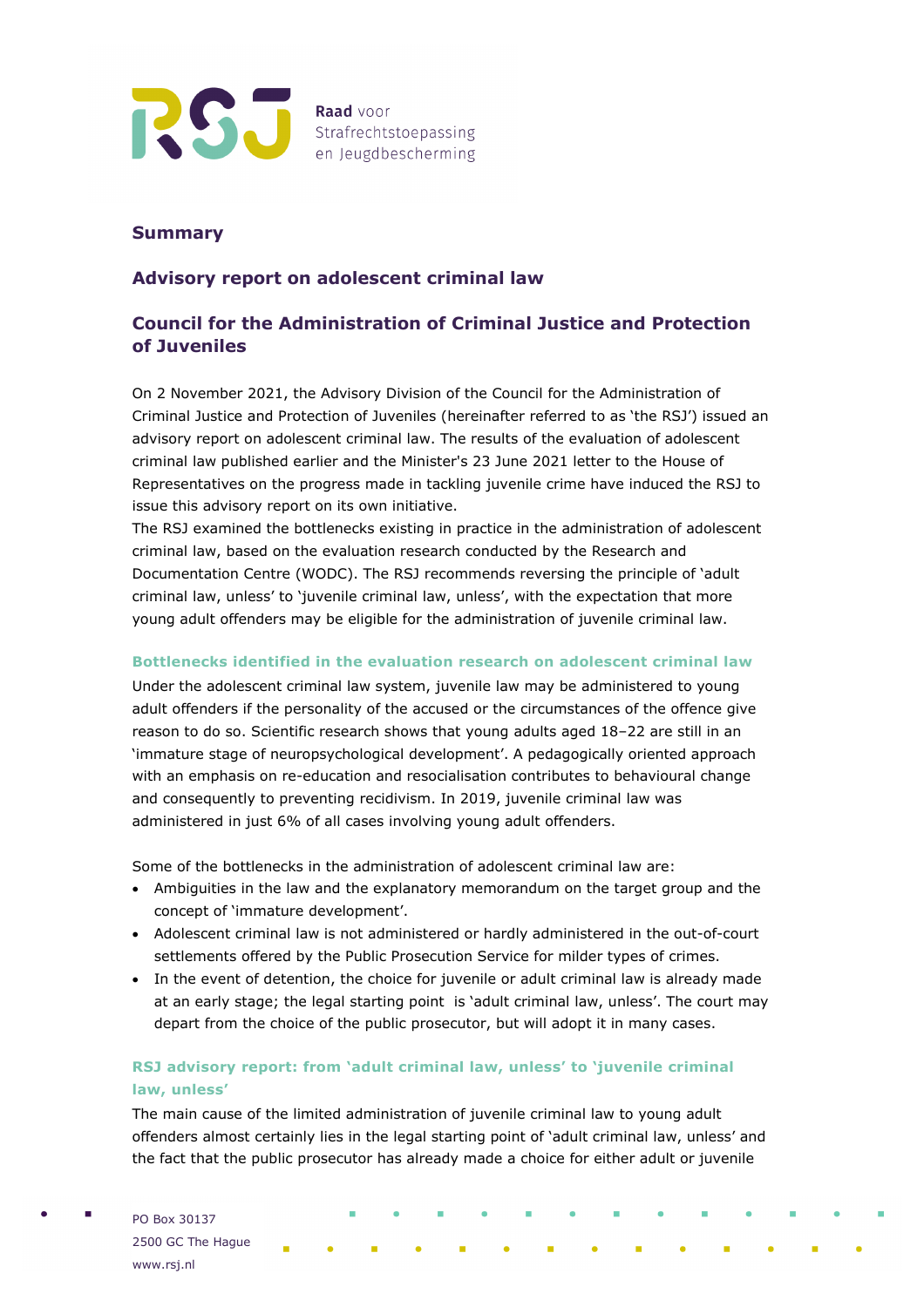Raad voor Strafrechtstoepassing en Jeugdbescherming

## Summary

## Advisory report on adolescent criminal law

## Council for the Administration of Criminal Justice and Protection of Juveniles

On 2 November 2021, the Advisory Division of the Council for the Administration of Criminal Justice and Protection of Juveniles (hereinafter referred to as 'the RSJ') issued an advisory report on adolescent criminal law. The results of the evaluation of adolescent criminal law published earlier and the Minister's 23 June 2021 letter to the House of Representatives on the progress made in tackling juvenile crime have induced the RSJ to issue this advisory report on its own initiative.
The RSJ examined the bottlenecks existing in practice in the administration of adolescent criminal law, based on the evaluation research conducted by the Research and Documentation Centre (WODC). The RSJ recommends reversing the principle of 'adult criminal law, unless' to 'juvenile criminal law, unless', with the expectation that more young adult offenders may be eligible for the administration of juvenile criminal law.

### Bottlenecks identified in the evaluation research on adolescent criminal law

Under the adolescent criminal law system, juvenile law may be administered to young adult offenders if the personality of the accused or the circumstances of the offence give reason to do so. Scientific research shows that young adults aged 18–22 are still in an 'immature stage of neuropsychological development'. A pedagogically oriented approach with an emphasis on re-education and resocialisation contributes to behavioural change and consequently to preventing recidivism. In 2019, juvenile criminal law was administered in just 6% of all cases involving young adult offenders.

Some of the bottlenecks in the administration of adolescent criminal law are:

- Ambiguities in the law and the explanatory memorandum on the target group and the concept of 'immature development'.
- Adolescent criminal law is not administered or hardly administered in the out-of-court settlements offered by the Public Prosecution Service for milder types of crimes.
- In the event of detention, the choice for juvenile or adult criminal law is already made at an early stage; the legal starting point is 'adult criminal law, unless'. The court may depart from the choice of the public prosecutor, but will adopt it in many cases.

### RSJ advisory report: from 'adult criminal law, unless' to 'juvenile criminal law, unless'

The main cause of the limited administration of juvenile criminal law to young adult offenders almost certainly lies in the legal starting point of 'adult criminal law, unless' and the fact that the public prosecutor has already made a choice for either adult or juvenile

PO Box 30137
2500 GC The Hague
www.rsj.nl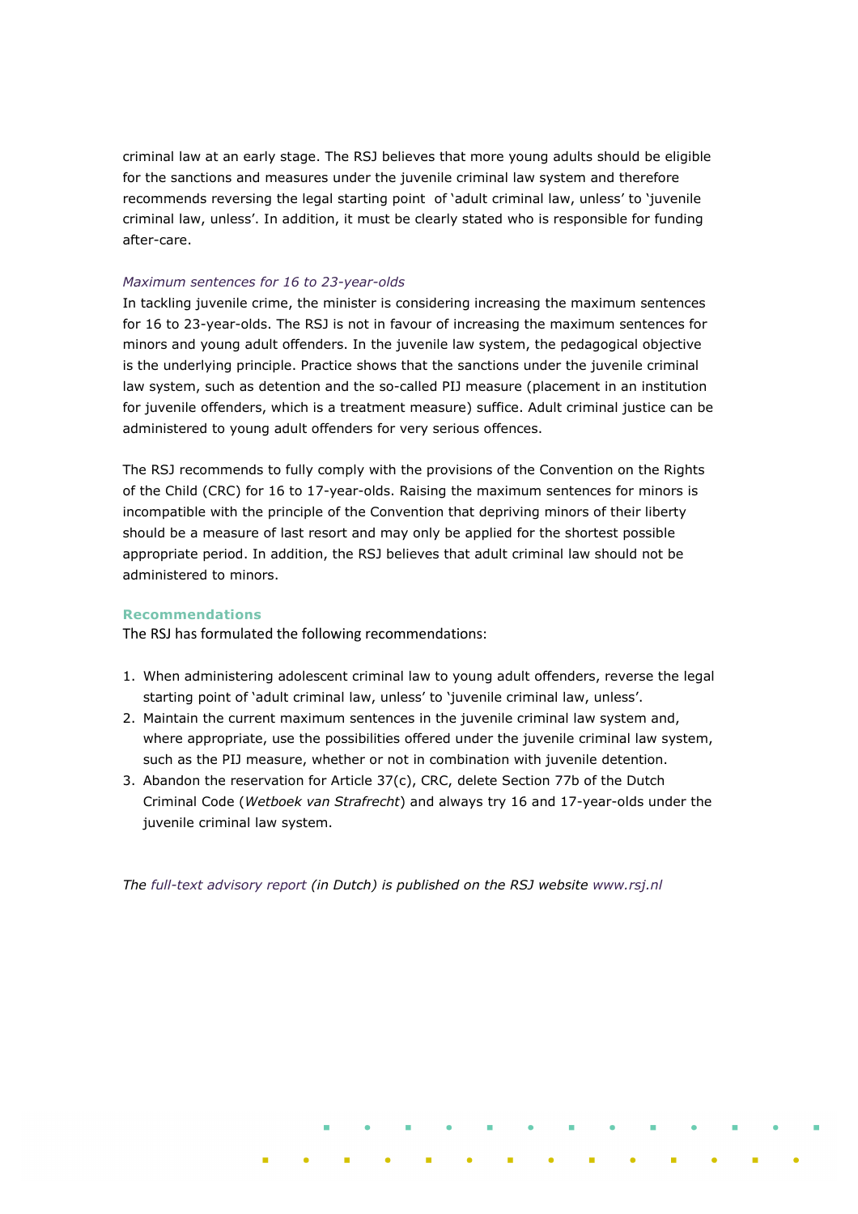criminal law at an early stage. The RSJ believes that more young adults should be eligible for the sanctions and measures under the juvenile criminal law system and therefore recommends reversing the legal starting point of 'adult criminal law, unless' to 'juvenile criminal law, unless'. In addition, it must be clearly stated who is responsible for funding after-care.

*Maximum sentences for 16 to 23-year-olds*

In tackling juvenile crime, the minister is considering increasing the maximum sentences for 16 to 23-year-olds. The RSJ is not in favour of increasing the maximum sentences for minors and young adult offenders. In the juvenile law system, the pedagogical objective is the underlying principle. Practice shows that the sanctions under the juvenile criminal law system, such as detention and the so-called PIJ measure (placement in an institution for juvenile offenders, which is a treatment measure) suffice. Adult criminal justice can be administered to young adult offenders for very serious offences.

The RSJ recommends to fully comply with the provisions of the Convention on the Rights of the Child (CRC) for 16 to 17-year-olds. Raising the maximum sentences for minors is incompatible with the principle of the Convention that depriving minors of their liberty should be a measure of last resort and may only be applied for the shortest possible appropriate period. In addition, the RSJ believes that adult criminal law should not be administered to minors.

### Recommendations

The RSJ has formulated the following recommendations:

1. When administering adolescent criminal law to young adult offenders, reverse the legal starting point of 'adult criminal law, unless' to 'juvenile criminal law, unless'.
2. Maintain the current maximum sentences in the juvenile criminal law system and, where appropriate, use the possibilities offered under the juvenile criminal law system, such as the PIJ measure, whether or not in combination with juvenile detention.
3. Abandon the reservation for Article 37(c), CRC, delete Section 77b of the Dutch Criminal Code (*Wetboek van Strafrecht*) and always try 16 and 17-year-olds under the juvenile criminal law system.

*The full-text advisory report (in Dutch) is published on the RSJ website www.rsj.nl*